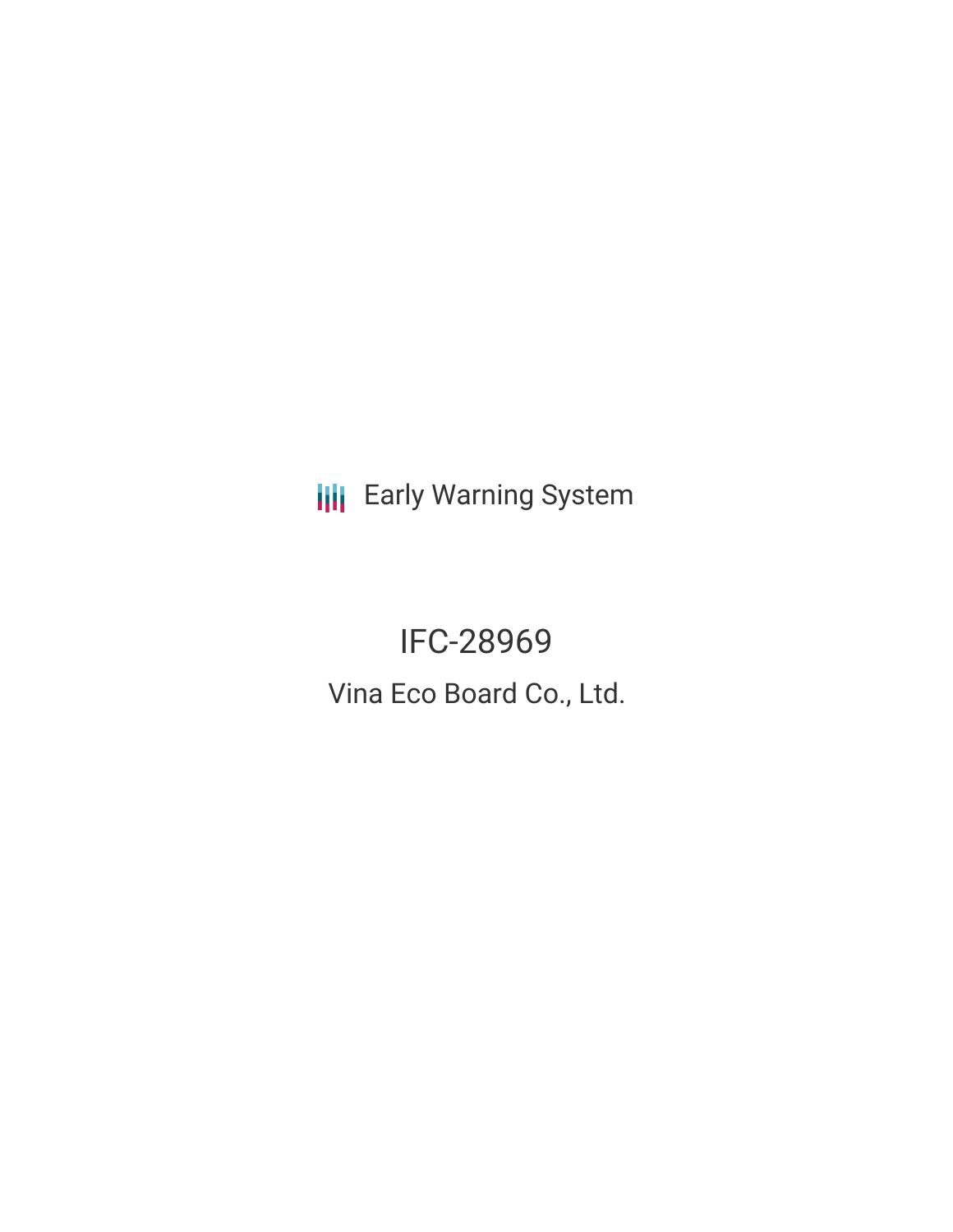Early Warning System

# IFC-28969

## Vina Eco Board Co., Ltd.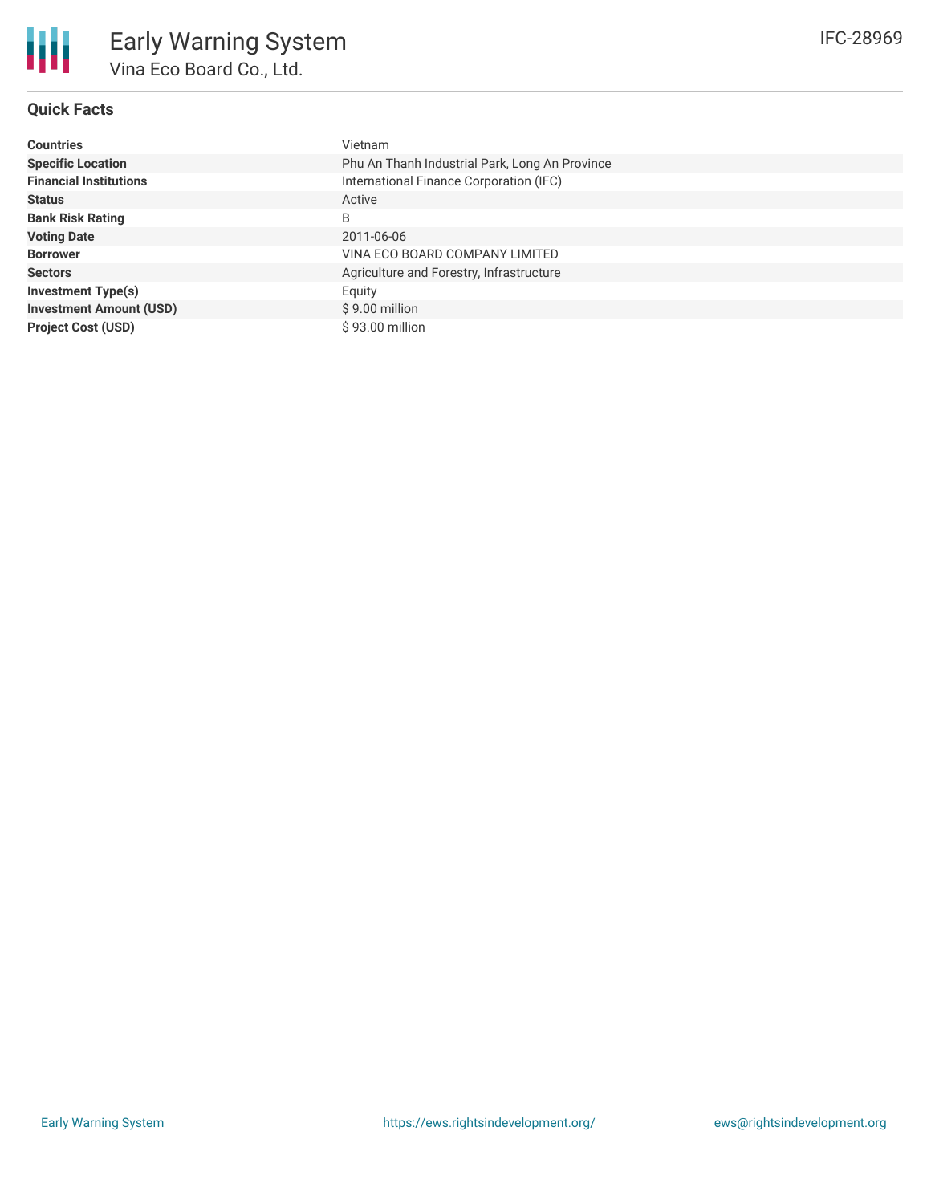# Early Warning System

## Vina Eco Board Co., Ltd.

IFC-28969

### Quick Facts

| | |
|---|---|
| **Countries** | Vietnam |
| **Specific Location** | Phu An Thanh Industrial Park, Long An Province |
| **Financial Institutions** | International Finance Corporation (IFC) |
| **Status** | Active |
| **Bank Risk Rating** | B |
| **Voting Date** | 2011-06-06 |
| **Borrower** | VINA ECO BOARD COMPANY LIMITED |
| **Sectors** | Agriculture and Forestry, Infrastructure |
| **Investment Type(s)** | Equity |
| **Investment Amount (USD)** | $ 9.00 million |
| **Project Cost (USD)** | $ 93.00 million |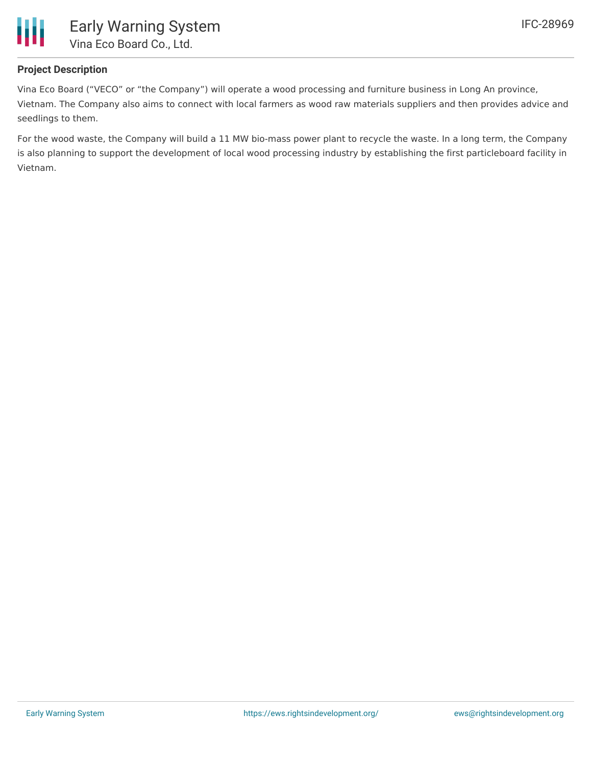## Project Description

Vina Eco Board ("VECO" or "the Company") will operate a wood processing and furniture business in Long An province, Vietnam. The Company also aims to connect with local farmers as wood raw materials suppliers and then provides advice and seedlings to them.

For the wood waste, the Company will build a 11 MW bio-mass power plant to recycle the waste. In a long term, the Company is also planning to support the development of local wood processing industry by establishing the first particleboard facility in Vietnam.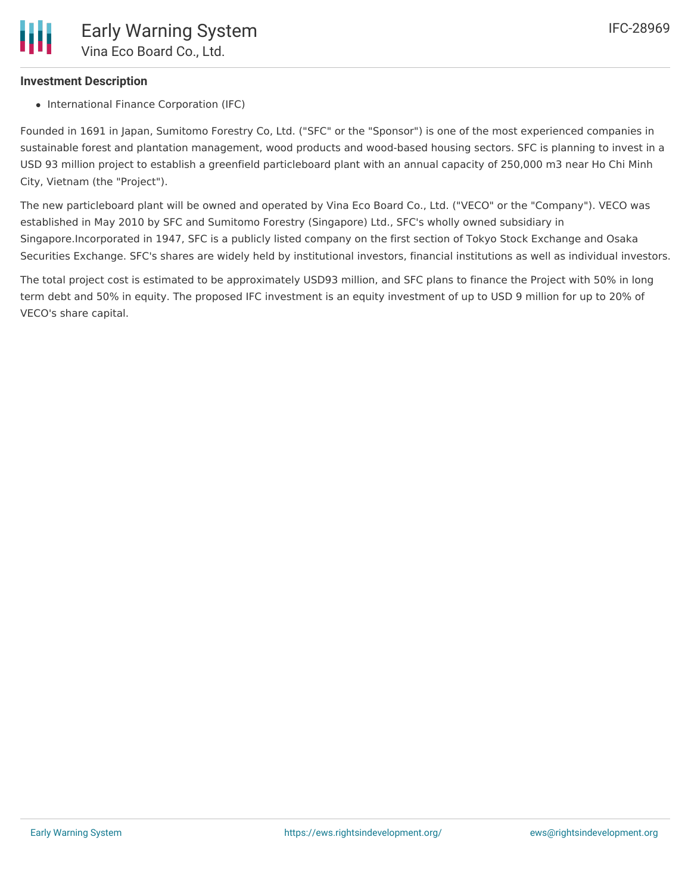**Investment Description**

- International Finance Corporation (IFC)

Founded in 1691 in Japan, Sumitomo Forestry Co, Ltd. ("SFC" or the "Sponsor") is one of the most experienced companies in sustainable forest and plantation management, wood products and wood-based housing sectors. SFC is planning to invest in a USD 93 million project to establish a greenfield particleboard plant with an annual capacity of 250,000 m3 near Ho Chi Minh City, Vietnam (the "Project").

The new particleboard plant will be owned and operated by Vina Eco Board Co., Ltd. ("VECO" or the "Company"). VECO was established in May 2010 by SFC and Sumitomo Forestry (Singapore) Ltd., SFC's wholly owned subsidiary in Singapore.Incorporated in 1947, SFC is a publicly listed company on the first section of Tokyo Stock Exchange and Osaka Securities Exchange. SFC's shares are widely held by institutional investors, financial institutions as well as individual investors.

The total project cost is estimated to be approximately USD93 million, and SFC plans to finance the Project with 50% in long term debt and 50% in equity. The proposed IFC investment is an equity investment of up to USD 9 million for up to 20% of VECO's share capital.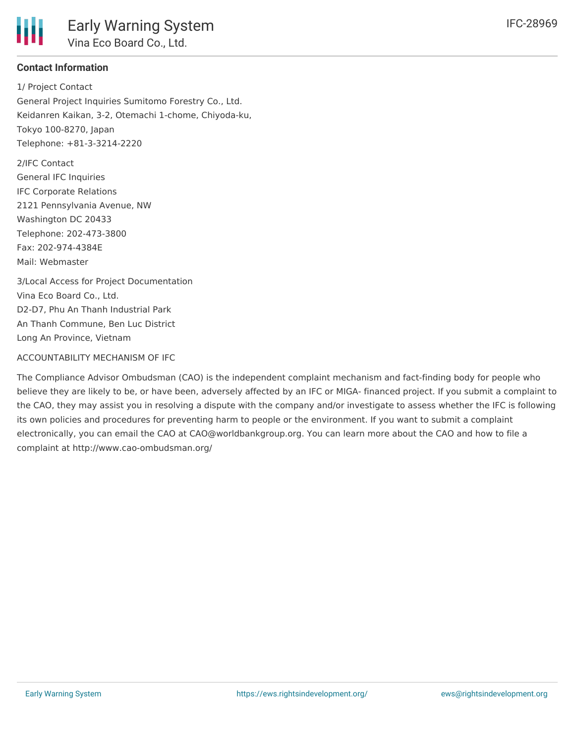**Contact Information**

1/ Project Contact
General Project Inquiries Sumitomo Forestry Co., Ltd.
Keidanren Kaikan, 3-2, Otemachi 1-chome, Chiyoda-ku,
Tokyo 100-8270, Japan
Telephone: +81-3-3214-2220

2/IFC Contact
General IFC Inquiries
IFC Corporate Relations
2121 Pennsylvania Avenue, NW
Washington DC 20433
Telephone: 202-473-3800
Fax: 202-974-4384E
Mail: Webmaster

3/Local Access for Project Documentation
Vina Eco Board Co., Ltd.
D2-D7, Phu An Thanh Industrial Park
An Thanh Commune, Ben Luc District
Long An Province, Vietnam

ACCOUNTABILITY MECHANISM OF IFC

The Compliance Advisor Ombudsman (CAO) is the independent complaint mechanism and fact-finding body for people who believe they are likely to be, or have been, adversely affected by an IFC or MIGA- financed project. If you submit a complaint to the CAO, they may assist you in resolving a dispute with the company and/or investigate to assess whether the IFC is following its own policies and procedures for preventing harm to people or the environment. If you want to submit a complaint electronically, you can email the CAO at CAO@worldbankgroup.org. You can learn more about the CAO and how to file a complaint at http://www.cao-ombudsman.org/